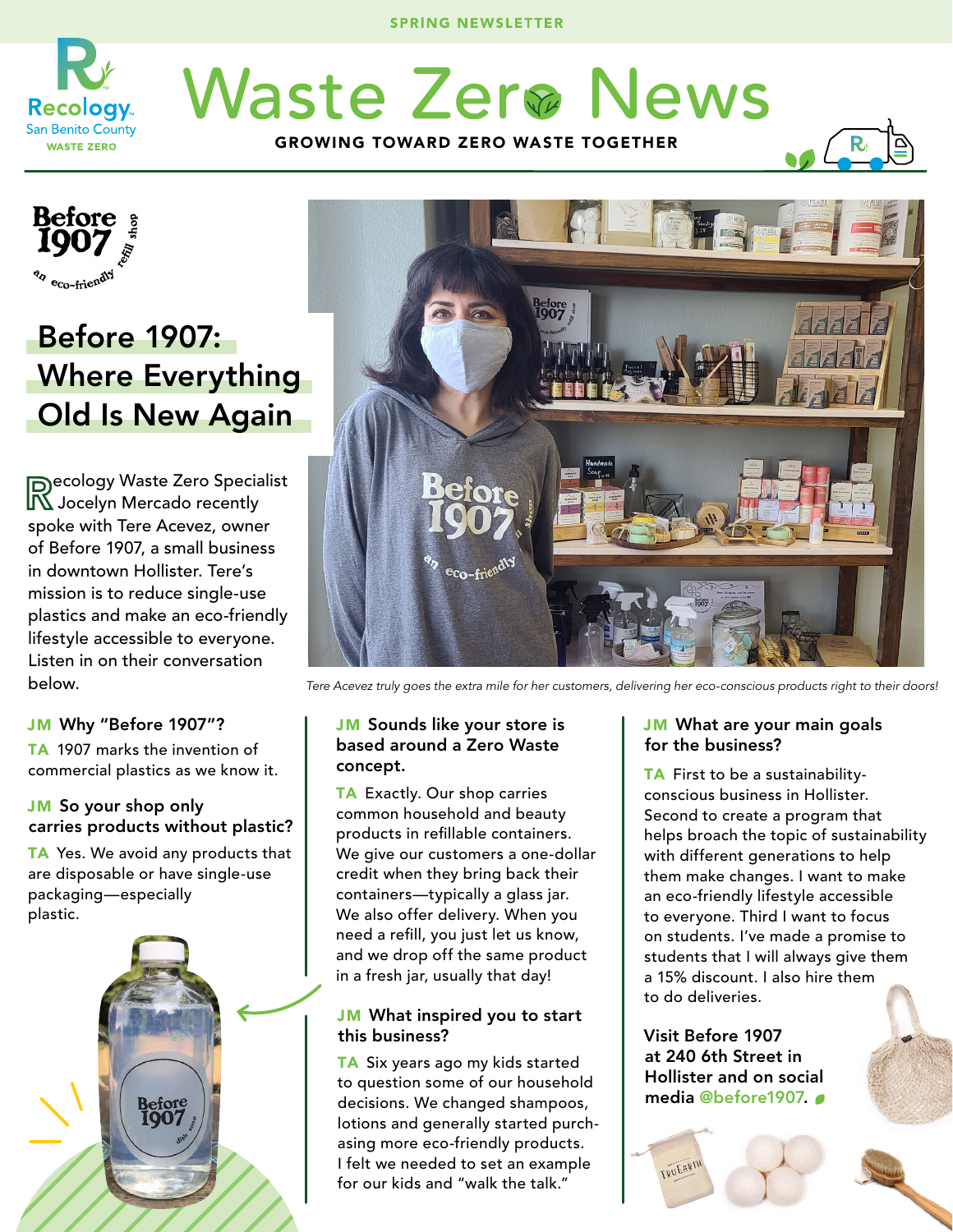SPRING NEWSLETTER

Recology San Benito County WASTE ZERO

# Waste Zero News

GROWING TOWARD ZERO WASTE TOGETHER

## Before 1907: Where Everything Old Is New Again

Recology Waste Zero Specialist Jocelyn Mercado recently spoke with Tere Acevez, owner of Before 1907, a small business in downtown Hollister. Tere's mission is to reduce single-use plastics and make an eco-friendly lifestyle accessible to everyone. Listen in on their conversation below.

*Tere Acevez truly goes the extra mile for her customers, delivering her eco-conscious products right to their doors!*

**JM Why "Before 1907"?**

**TA** 1907 marks the invention of commercial plastics as we know it.

**JM So your shop only carries products without plastic?**

**TA** Yes. We avoid any products that are disposable or have single-use packaging—especially plastic.

**JM Sounds like your store is based around a Zero Waste concept.**

**TA** Exactly. Our shop carries common household and beauty products in refillable containers. We give our customers a one-dollar credit when they bring back their containers—typically a glass jar. We also offer delivery. When you need a refill, you just let us know, and we drop off the same product in a fresh jar, usually that day!

**JM What inspired you to start this business?**

**TA** Six years ago my kids started to question some of our household decisions. We changed shampoos, lotions and generally started purchasing more eco-friendly products. I felt we needed to set an example for our kids and "walk the talk."

**JM What are your main goals for the business?**

**TA** First to be a sustainability-conscious business in Hollister. Second to create a program that helps broach the topic of sustainability with different generations to help them make changes. I want to make an eco-friendly lifestyle accessible to everyone. Third I want to focus on students. I've made a promise to students that I will always give them a 15% discount. I also hire them to do deliveries.

**Visit Before 1907 at 240 6th Street in Hollister and on social media @before1907.**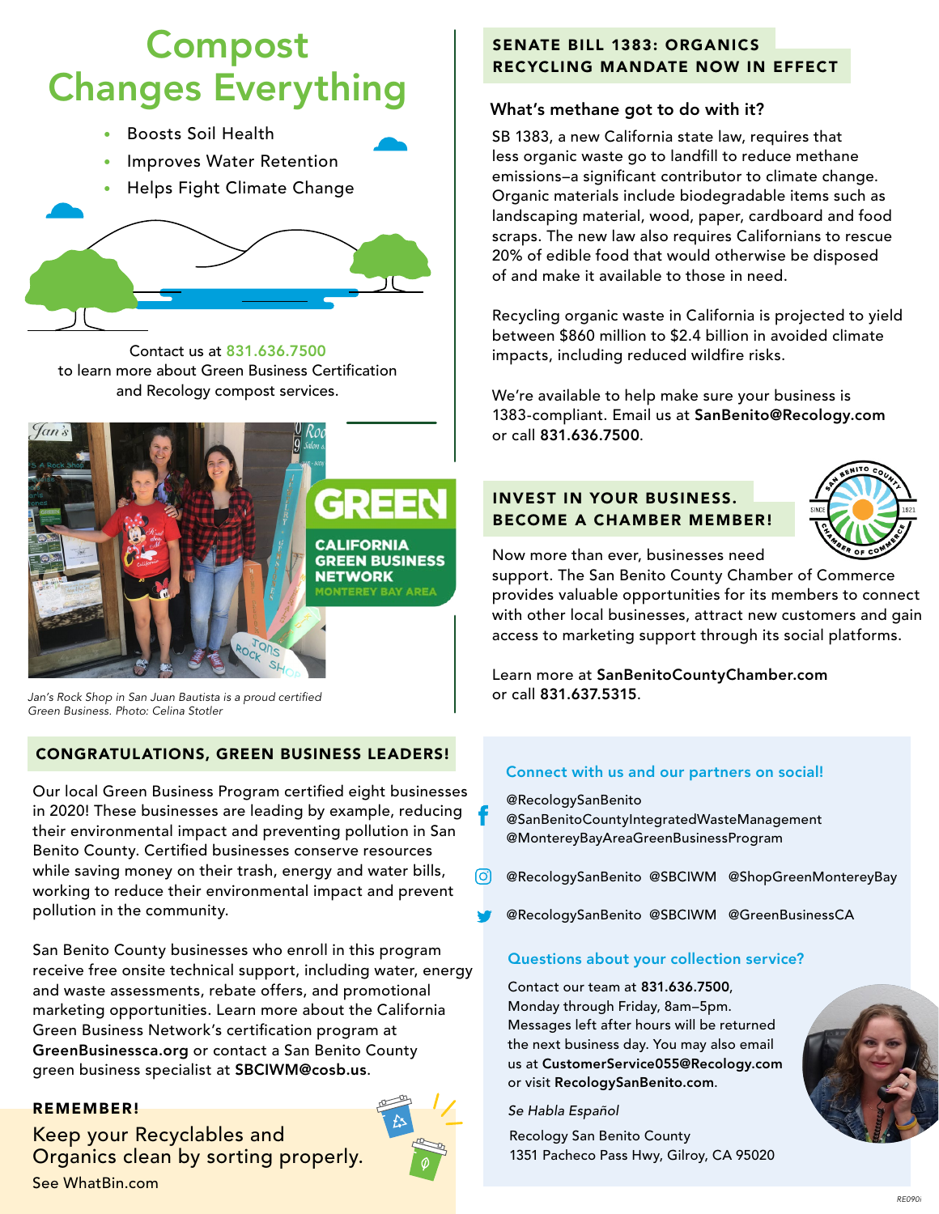# Compost Changes Everything

- Boosts Soil Health
- Improves Water Retention
- Helps Fight Climate Change

Contact us at 831.636.7500 to learn more about Green Business Certification and Recology compost services.

GREEN
CALIFORNIA GREEN BUSINESS NETWORK
MONTEREY BAY AREA

*Jan's Rock Shop in San Juan Bautista is a proud certified Green Business. Photo: Celina Stotler*

## CONGRATULATIONS, GREEN BUSINESS LEADERS!

Our local Green Business Program certified eight businesses in 2020! These businesses are leading by example, reducing their environmental impact and preventing pollution in San Benito County. Certified businesses conserve resources while saving money on their trash, energy and water bills, working to reduce their environmental impact and prevent pollution in the community.

San Benito County businesses who enroll in this program receive free onsite technical support, including water, energy and waste assessments, rebate offers, and promotional marketing opportunities. Learn more about the California Green Business Network's certification program at **GreenBusinessca.org** or contact a San Benito County green business specialist at **SBCIWM@cosb.us**.

**REMEMBER!**

Keep your Recyclables and Organics clean by sorting properly.

See WhatBin.com

## SENATE BILL 1383: ORGANICS RECYCLING MANDATE NOW IN EFFECT

### What's methane got to do with it?

SB 1383, a new California state law, requires that less organic waste go to landfill to reduce methane emissions–a significant contributor to climate change. Organic materials include biodegradable items such as landscaping material, wood, paper, cardboard and food scraps. The new law also requires Californians to rescue 20% of edible food that would otherwise be disposed of and make it available to those in need.

Recycling organic waste in California is projected to yield between $860 million to $2.4 billion in avoided climate impacts, including reduced wildfire risks.

We're available to help make sure your business is 1383-compliant. Email us at **SanBenito@Recology.com** or call **831.636.7500**.

## INVEST IN YOUR BUSINESS. BECOME A CHAMBER MEMBER!

San Benito County Chamber of Commerce — Since 1921

Now more than ever, businesses need support. The San Benito County Chamber of Commerce provides valuable opportunities for its members to connect with other local businesses, attract new customers and gain access to marketing support through its social platforms.

Learn more at **SanBenitoCountyChamber.com** or call **831.637.5315**.

### Connect with us and our partners on social!

Facebook:
@RecologySanBenito
@SanBenitoCountyIntegratedWasteManagement
@MontereyBayAreaGreenBusinessProgram

Instagram: @RecologySanBenito @SBCIWM @ShopGreenMontereyBay

Twitter: @RecologySanBenito @SBCIWM @GreenBusinessCA

### Questions about your collection service?

Contact our team at **831.636.7500**, Monday through Friday, 8am–5pm. Messages left after hours will be returned the next business day. You may also email us at **CustomerService055@Recology.com** or visit **RecologySanBenito.com**.

*Se Habla Español*

Recology San Benito County
1351 Pacheco Pass Hwy, Gilroy, CA 95020